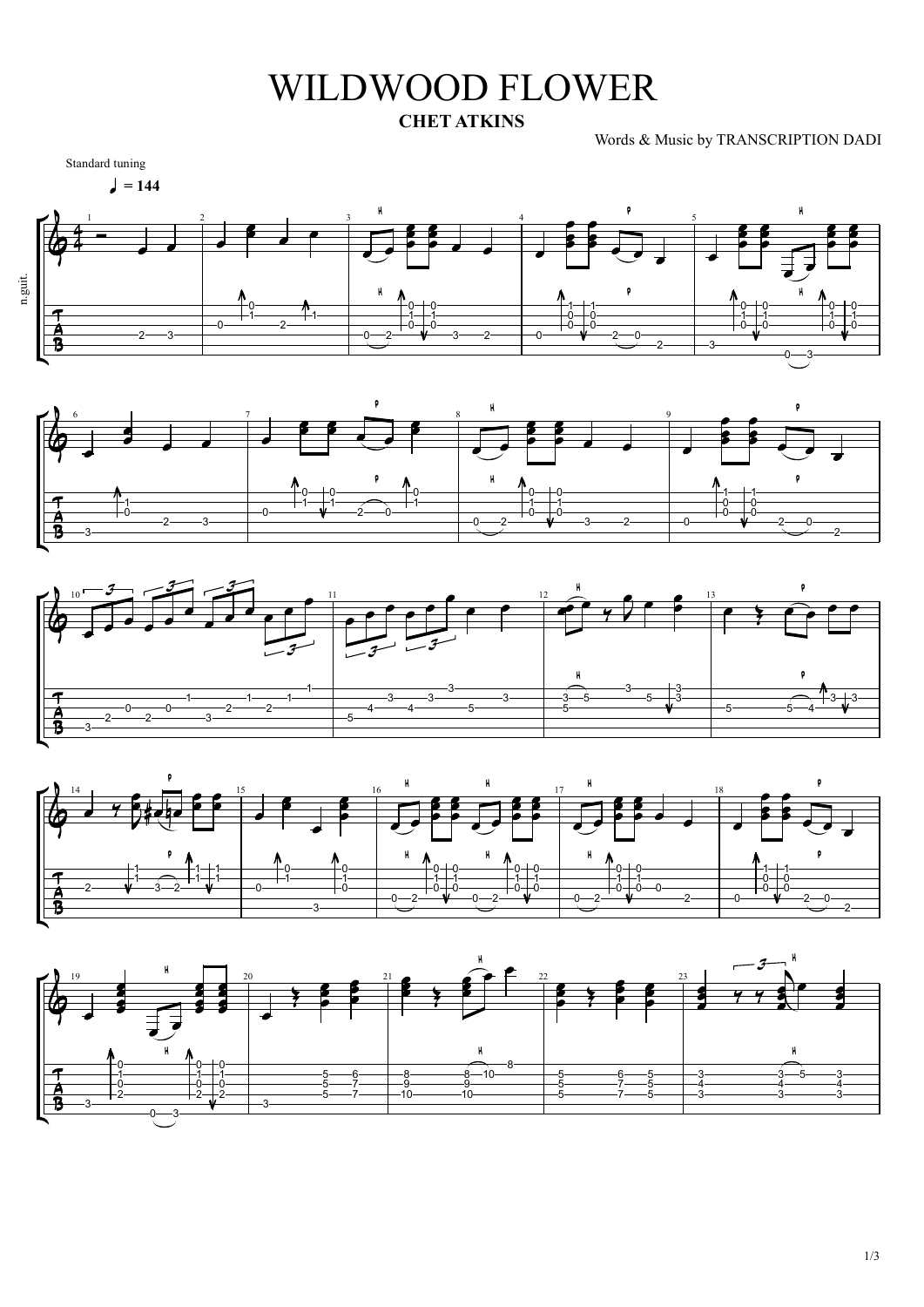# WILDWOOD FLOWER

**CHET ATKINS**

Words & Music by TRANSCRIPTION DADI

Standard tuning

♩ = 144